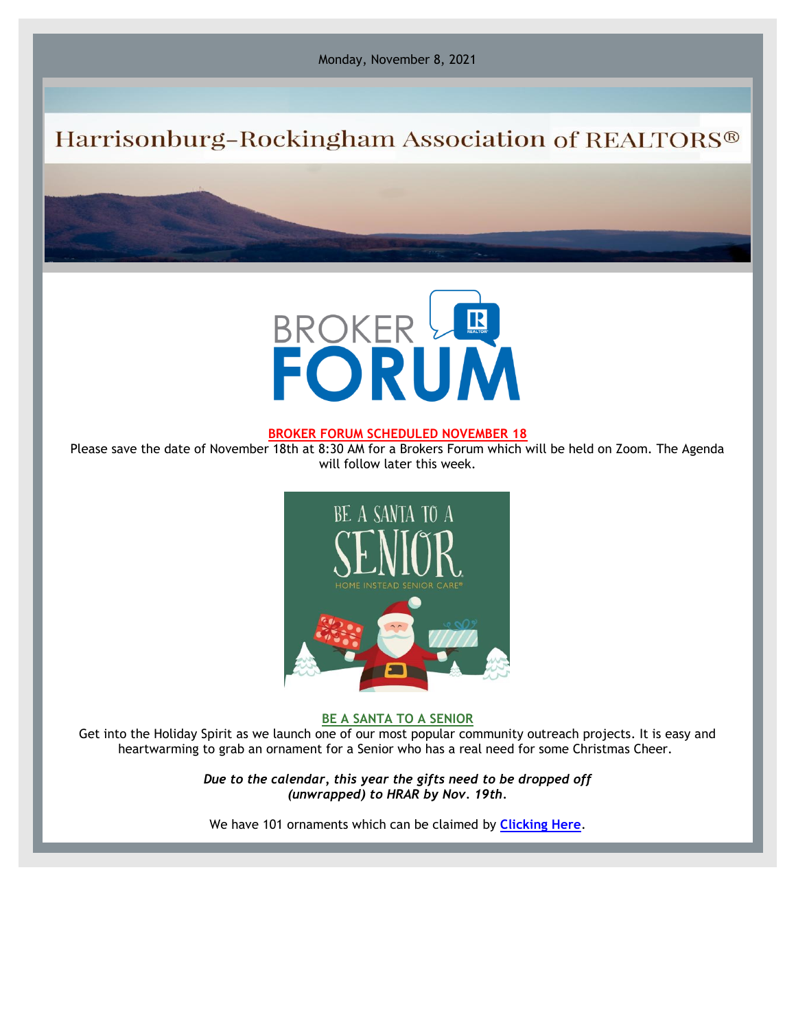Monday, November 8, 2021

# Harrisonburg-Rockingham Association of REALTORS®

BROKER FORUM

## BROKER FORUM SCHEDULED NOVEMBER 18

Please save the date of November 18th at 8:30 AM for a Brokers Forum which will be held on Zoom. The Agenda will follow later this week.

BE A SANTA TO A SENIOR

HOME INSTEAD SENIOR CARE®

## BE A SANTA TO A SENIOR

Get into the Holiday Spirit as we launch one of our most popular community outreach projects. It is easy and heartwarming to grab an ornament for a Senior who has a real need for some Christmas Cheer.

***Due to the calendar, this year the gifts need to be dropped off (unwrapped) to HRAR by Nov. 19th.***

We have 101 ornaments which can be claimed by **Clicking Here**.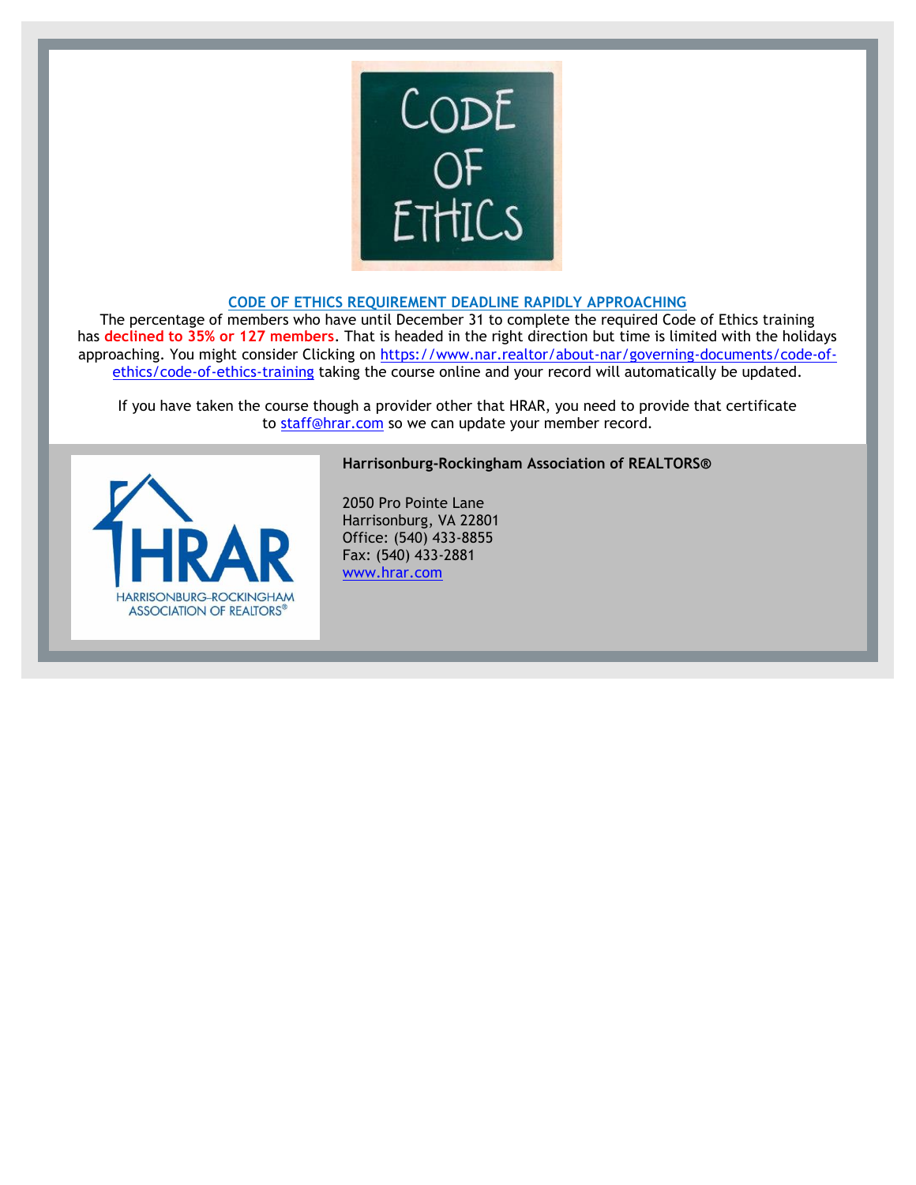## [CODE OF ETHICS REQUIREMENT DEADLINE RAPIDLY APPROACHING]

The percentage of members who have until December 31 to complete the required Code of Ethics training has **declined to 35% or 127 members**. That is headed in the right direction but time is limited with the holidays approaching. You might consider Clicking on [https://www.nar.realtor/about-nar/governing-documents/code-of-ethics/code-of-ethics-training](https://www.nar.realtor/about-nar/governing-documents/code-of-ethics/code-of-ethics-training) taking the course online and your record will automatically be updated.

If you have taken the course though a provider other that HRAR, you need to provide that certificate to [staff@hrar.com](mailto:staff@hrar.com) so we can update your member record.

**Harrisonburg-Rockingham Association of REALTORS®**

2050 Pro Pointe Lane
Harrisonburg, VA 22801
Office: (540) 433-8855
Fax: (540) 433-2881
[www.hrar.com](http://www.hrar.com)